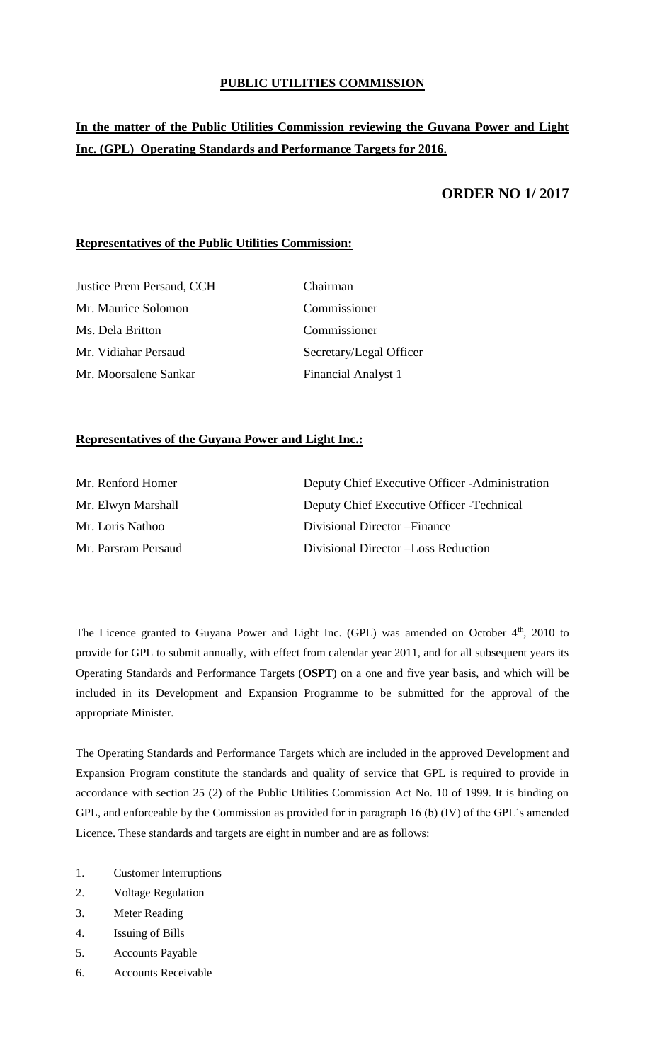**PUBLIC UTILITIES COMMISSION**

**In the matter of the Public Utilities Commission reviewing the Guyana Power and Light Inc. (GPL) Operating Standards and Performance Targets for 2016.**

**ORDER NO 1/ 2017**

**Representatives of the Public Utilities Commission:**

| | |
|---|---|
| Justice Prem Persaud, CCH | Chairman |
| Mr. Maurice Solomon | Commissioner |
| Ms. Dela Britton | Commissioner |
| Mr. Vidiahar Persaud | Secretary/Legal Officer |
| Mr. Moorsalene Sankar | Financial Analyst 1 |

**Representatives of the Guyana Power and Light Inc.:**

| | |
|---|---|
| Mr. Renford Homer | Deputy Chief Executive Officer -Administration |
| Mr. Elwyn Marshall | Deputy Chief Executive Officer -Technical |
| Mr. Loris Nathoo | Divisional Director –Finance |
| Mr. Parsram Persaud | Divisional Director –Loss Reduction |

The Licence granted to Guyana Power and Light Inc. (GPL) was amended on October 4th, 2010 to provide for GPL to submit annually, with effect from calendar year 2011, and for all subsequent years its Operating Standards and Performance Targets (**OSPT**) on a one and five year basis, and which will be included in its Development and Expansion Programme to be submitted for the approval of the appropriate Minister.

The Operating Standards and Performance Targets which are included in the approved Development and Expansion Program constitute the standards and quality of service that GPL is required to provide in accordance with section 25 (2) of the Public Utilities Commission Act No. 10 of 1999. It is binding on GPL, and enforceable by the Commission as provided for in paragraph 16 (b) (IV) of the GPL's amended Licence. These standards and targets are eight in number and are as follows:

1. Customer Interruptions
2. Voltage Regulation
3. Meter Reading
4. Issuing of Bills
5. Accounts Payable
6. Accounts Receivable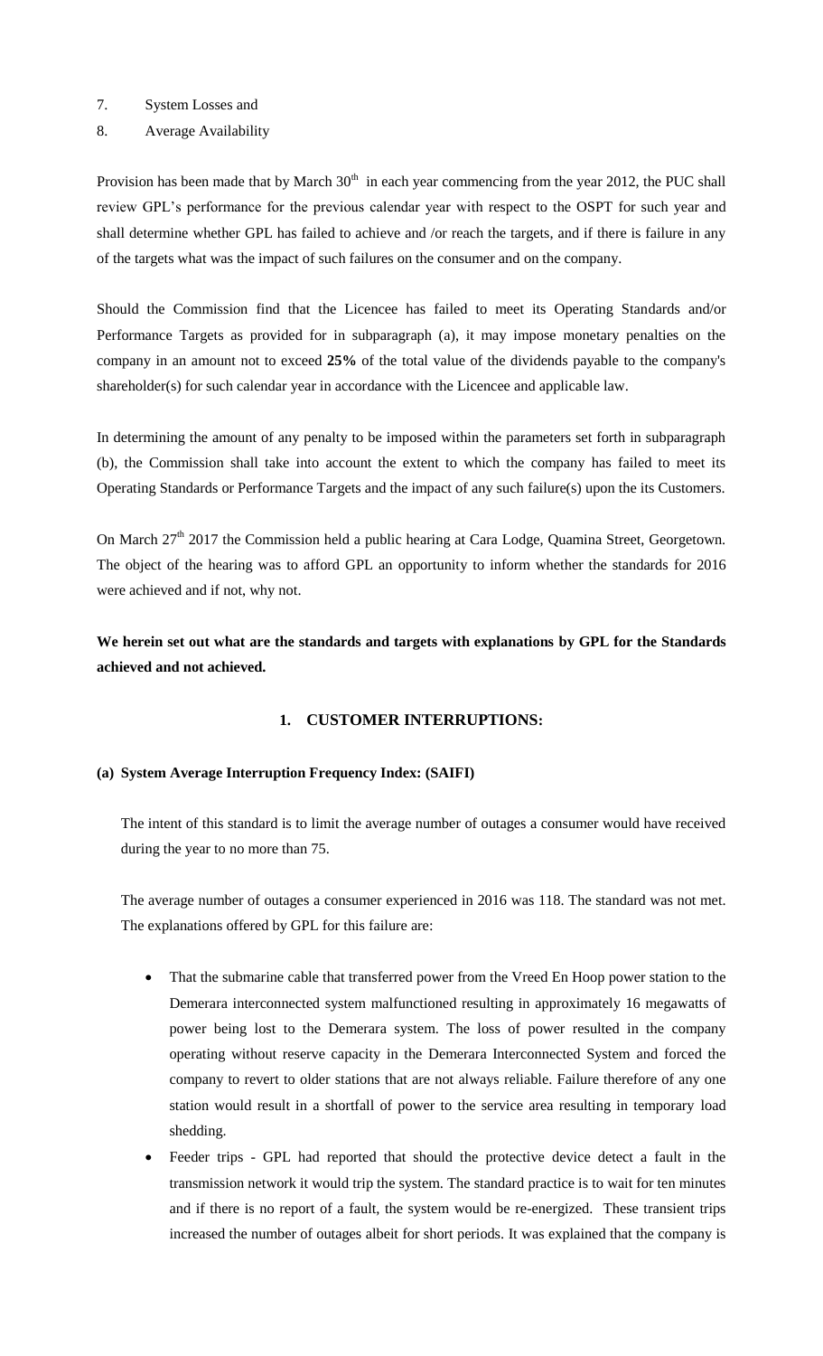7. System Losses and
8. Average Availability

Provision has been made that by March 30th in each year commencing from the year 2012, the PUC shall review GPL's performance for the previous calendar year with respect to the OSPT for such year and shall determine whether GPL has failed to achieve and /or reach the targets, and if there is failure in any of the targets what was the impact of such failures on the consumer and on the company.

Should the Commission find that the Licencee has failed to meet its Operating Standards and/or Performance Targets as provided for in subparagraph (a), it may impose monetary penalties on the company in an amount not to exceed **25%** of the total value of the dividends payable to the company's shareholder(s) for such calendar year in accordance with the Licencee and applicable law.

In determining the amount of any penalty to be imposed within the parameters set forth in subparagraph (b), the Commission shall take into account the extent to which the company has failed to meet its Operating Standards or Performance Targets and the impact of any such failure(s) upon the its Customers.

On March 27th 2017 the Commission held a public hearing at Cara Lodge, Quamina Street, Georgetown. The object of the hearing was to afford GPL an opportunity to inform whether the standards for 2016 were achieved and if not, why not.

**We herein set out what are the standards and targets with explanations by GPL for the Standards achieved and not achieved.**

## 1. CUSTOMER INTERRUPTIONS:

### (a) System Average Interruption Frequency Index: (SAIFI)

The intent of this standard is to limit the average number of outages a consumer would have received during the year to no more than 75.

The average number of outages a consumer experienced in 2016 was 118. The standard was not met. The explanations offered by GPL for this failure are:

- That the submarine cable that transferred power from the Vreed En Hoop power station to the Demerara interconnected system malfunctioned resulting in approximately 16 megawatts of power being lost to the Demerara system. The loss of power resulted in the company operating without reserve capacity in the Demerara Interconnected System and forced the company to revert to older stations that are not always reliable. Failure therefore of any one station would result in a shortfall of power to the service area resulting in temporary load shedding.
- Feeder trips - GPL had reported that should the protective device detect a fault in the transmission network it would trip the system. The standard practice is to wait for ten minutes and if there is no report of a fault, the system would be re-energized. These transient trips increased the number of outages albeit for short periods. It was explained that the company is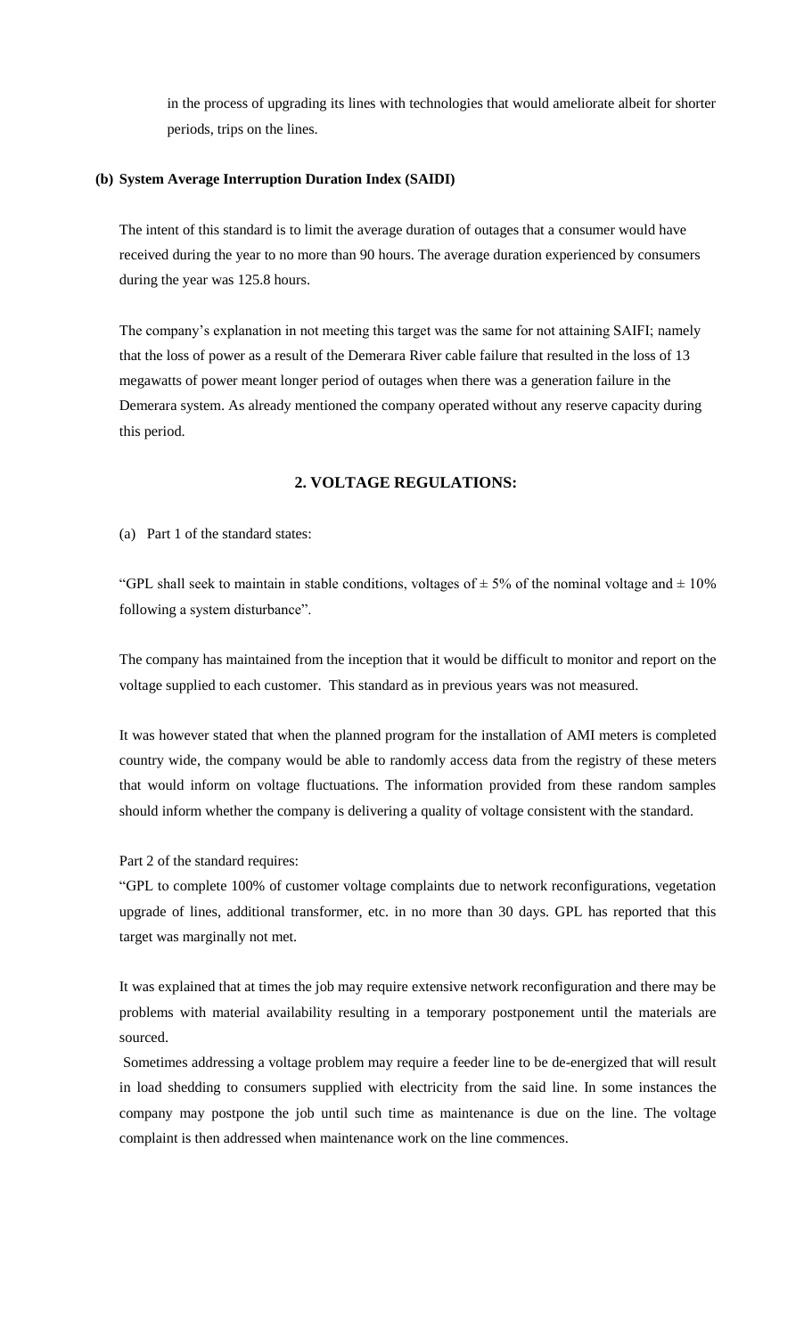in the process of upgrading its lines with technologies that would ameliorate albeit for shorter periods, trips on the lines.

**(b) System Average Interruption Duration Index (SAIDI)**

The intent of this standard is to limit the average duration of outages that a consumer would have received during the year to no more than 90 hours. The average duration experienced by consumers during the year was 125.8 hours.

The company's explanation in not meeting this target was the same for not attaining SAIFI; namely that the loss of power as a result of the Demerara River cable failure that resulted in the loss of 13 megawatts of power meant longer period of outages when there was a generation failure in the Demerara system. As already mentioned the company operated without any reserve capacity during this period.

## 2. VOLTAGE REGULATIONS:

(a) Part 1 of the standard states:

"GPL shall seek to maintain in stable conditions, voltages of ± 5% of the nominal voltage and ± 10% following a system disturbance".

The company has maintained from the inception that it would be difficult to monitor and report on the voltage supplied to each customer. This standard as in previous years was not measured.

It was however stated that when the planned program for the installation of AMI meters is completed country wide, the company would be able to randomly access data from the registry of these meters that would inform on voltage fluctuations. The information provided from these random samples should inform whether the company is delivering a quality of voltage consistent with the standard.

Part 2 of the standard requires:

"GPL to complete 100% of customer voltage complaints due to network reconfigurations, vegetation upgrade of lines, additional transformer, etc. in no more than 30 days. GPL has reported that this target was marginally not met.

It was explained that at times the job may require extensive network reconfiguration and there may be problems with material availability resulting in a temporary postponement until the materials are sourced.

Sometimes addressing a voltage problem may require a feeder line to be de-energized that will result in load shedding to consumers supplied with electricity from the said line. In some instances the company may postpone the job until such time as maintenance is due on the line. The voltage complaint is then addressed when maintenance work on the line commences.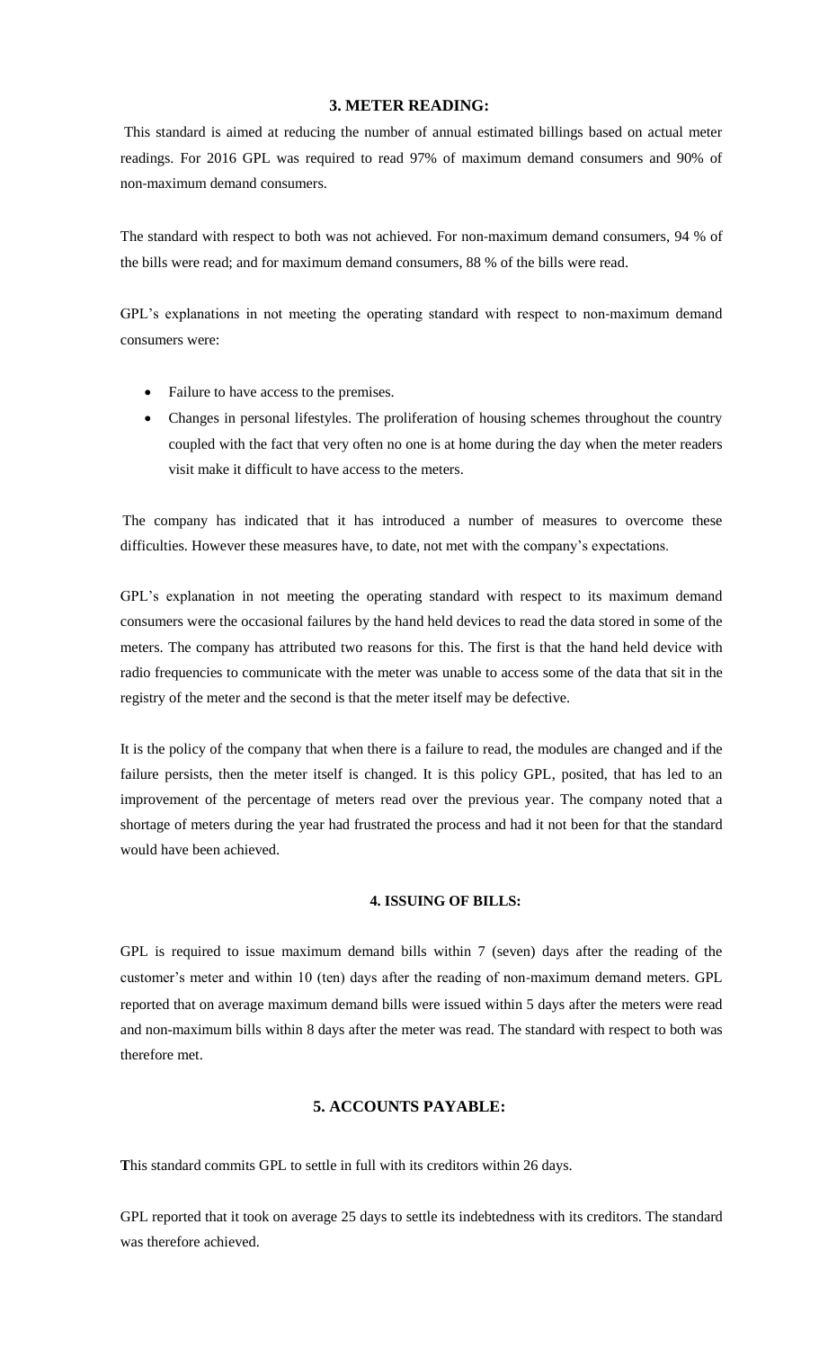## 3. METER READING:

This standard is aimed at reducing the number of annual estimated billings based on actual meter readings. For 2016 GPL was required to read 97% of maximum demand consumers and 90% of non-maximum demand consumers.

The standard with respect to both was not achieved. For non-maximum demand consumers, 94 % of the bills were read; and for maximum demand consumers, 88 % of the bills were read.

GPL's explanations in not meeting the operating standard with respect to non-maximum demand consumers were:

- Failure to have access to the premises.
- Changes in personal lifestyles. The proliferation of housing schemes throughout the country coupled with the fact that very often no one is at home during the day when the meter readers visit make it difficult to have access to the meters.

The company has indicated that it has introduced a number of measures to overcome these difficulties. However these measures have, to date, not met with the company's expectations.

GPL's explanation in not meeting the operating standard with respect to its maximum demand consumers were the occasional failures by the hand held devices to read the data stored in some of the meters. The company has attributed two reasons for this. The first is that the hand held device with radio frequencies to communicate with the meter was unable to access some of the data that sit in the registry of the meter and the second is that the meter itself may be defective.

It is the policy of the company that when there is a failure to read, the modules are changed and if the failure persists, then the meter itself is changed. It is this policy GPL, posited, that has led to an improvement of the percentage of meters read over the previous year. The company noted that a shortage of meters during the year had frustrated the process and had it not been for that the standard would have been achieved.

## 4. ISSUING OF BILLS:

GPL is required to issue maximum demand bills within 7 (seven) days after the reading of the customer's meter and within 10 (ten) days after the reading of non-maximum demand meters. GPL reported that on average maximum demand bills were issued within 5 days after the meters were read and non-maximum bills within 8 days after the meter was read. The standard with respect to both was therefore met.

## 5. ACCOUNTS PAYABLE:

**T**his standard commits GPL to settle in full with its creditors within 26 days.

GPL reported that it took on average 25 days to settle its indebtedness with its creditors. The standard was therefore achieved.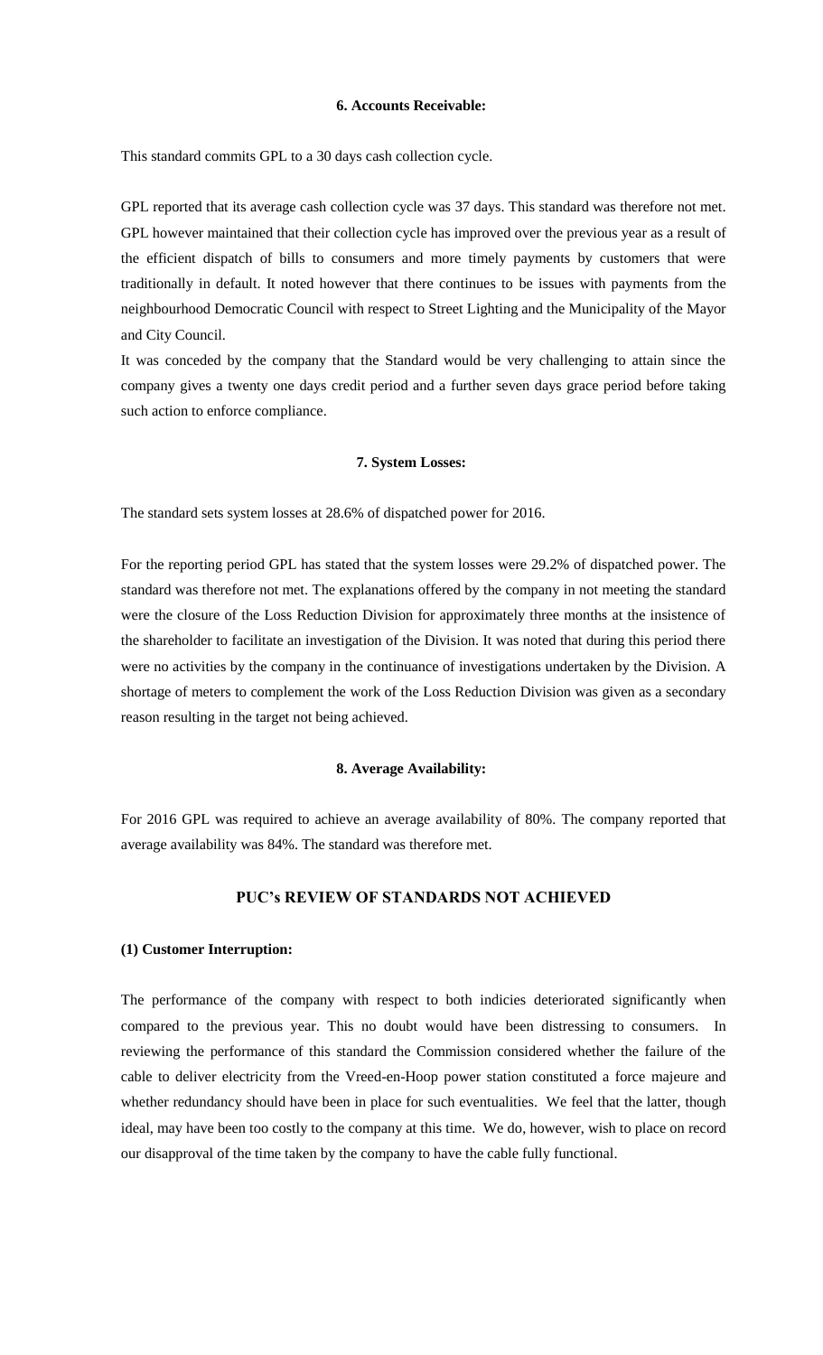### 6. Accounts Receivable:

This standard commits GPL to a 30 days cash collection cycle.

GPL reported that its average cash collection cycle was 37 days. This standard was therefore not met. GPL however maintained that their collection cycle has improved over the previous year as a result of the efficient dispatch of bills to consumers and more timely payments by customers that were traditionally in default. It noted however that there continues to be issues with payments from the neighbourhood Democratic Council with respect to Street Lighting and the Municipality of the Mayor and City Council.

It was conceded by the company that the Standard would be very challenging to attain since the company gives a twenty one days credit period and a further seven days grace period before taking such action to enforce compliance.

### 7. System Losses:

The standard sets system losses at 28.6% of dispatched power for 2016.

For the reporting period GPL has stated that the system losses were 29.2% of dispatched power. The standard was therefore not met. The explanations offered by the company in not meeting the standard were the closure of the Loss Reduction Division for approximately three months at the insistence of the shareholder to facilitate an investigation of the Division. It was noted that during this period there were no activities by the company in the continuance of investigations undertaken by the Division. A shortage of meters to complement the work of the Loss Reduction Division was given as a secondary reason resulting in the target not being achieved.

### 8. Average Availability:

For 2016 GPL was required to achieve an average availability of 80%. The company reported that average availability was 84%. The standard was therefore met.

## PUC's REVIEW OF STANDARDS NOT ACHIEVED

**(1) Customer Interruption:**

The performance of the company with respect to both indicies deteriorated significantly when compared to the previous year. This no doubt would have been distressing to consumers. In reviewing the performance of this standard the Commission considered whether the failure of the cable to deliver electricity from the Vreed-en-Hoop power station constituted a force majeure and whether redundancy should have been in place for such eventualities. We feel that the latter, though ideal, may have been too costly to the company at this time. We do, however, wish to place on record our disapproval of the time taken by the company to have the cable fully functional.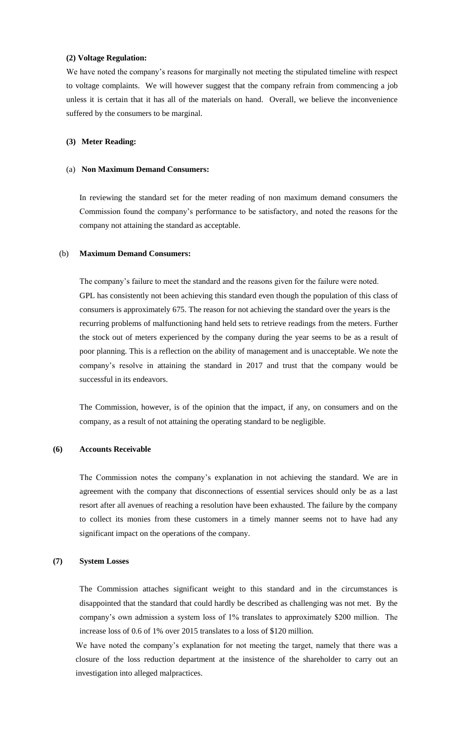**(2) Voltage Regulation:**

We have noted the company's reasons for marginally not meeting the stipulated timeline with respect to voltage complaints. We will however suggest that the company refrain from commencing a job unless it is certain that it has all of the materials on hand. Overall, we believe the inconvenience suffered by the consumers to be marginal.

**(3) Meter Reading:**

(a) **Non Maximum Demand Consumers:**

In reviewing the standard set for the meter reading of non maximum demand consumers the Commission found the company's performance to be satisfactory, and noted the reasons for the company not attaining the standard as acceptable.

(b) **Maximum Demand Consumers:**

The company's failure to meet the standard and the reasons given for the failure were noted. GPL has consistently not been achieving this standard even though the population of this class of consumers is approximately 675. The reason for not achieving the standard over the years is the recurring problems of malfunctioning hand held sets to retrieve readings from the meters. Further the stock out of meters experienced by the company during the year seems to be as a result of poor planning. This is a reflection on the ability of management and is unacceptable. We note the company's resolve in attaining the standard in 2017 and trust that the company would be successful in its endeavors.

The Commission, however, is of the opinion that the impact, if any, on consumers and on the company, as a result of not attaining the operating standard to be negligible.

**(6) Accounts Receivable**

The Commission notes the company's explanation in not achieving the standard. We are in agreement with the company that disconnections of essential services should only be as a last resort after all avenues of reaching a resolution have been exhausted. The failure by the company to collect its monies from these customers in a timely manner seems not to have had any significant impact on the operations of the company.

**(7) System Losses**

The Commission attaches significant weight to this standard and in the circumstances is disappointed that the standard that could hardly be described as challenging was not met. By the company's own admission a system loss of 1% translates to approximately $200 million. The increase loss of 0.6 of 1% over 2015 translates to a loss of $120 million.

We have noted the company's explanation for not meeting the target, namely that there was a closure of the loss reduction department at the insistence of the shareholder to carry out an investigation into alleged malpractices.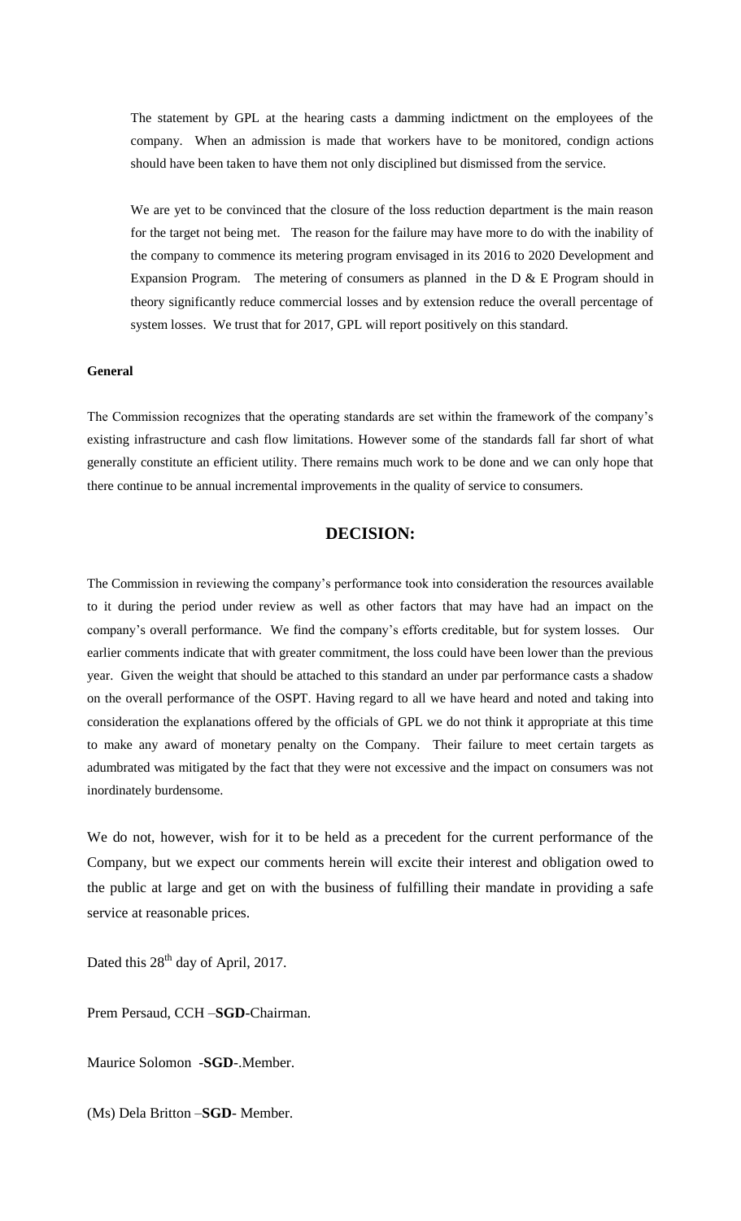The statement by GPL at the hearing casts a damming indictment on the employees of the company. When an admission is made that workers have to be monitored, condign actions should have been taken to have them not only disciplined but dismissed from the service.

We are yet to be convinced that the closure of the loss reduction department is the main reason for the target not being met. The reason for the failure may have more to do with the inability of the company to commence its metering program envisaged in its 2016 to 2020 Development and Expansion Program. The metering of consumers as planned in the D & E Program should in theory significantly reduce commercial losses and by extension reduce the overall percentage of system losses. We trust that for 2017, GPL will report positively on this standard.

**General**

The Commission recognizes that the operating standards are set within the framework of the company's existing infrastructure and cash flow limitations. However some of the standards fall far short of what generally constitute an efficient utility. There remains much work to be done and we can only hope that there continue to be annual incremental improvements in the quality of service to consumers.

## DECISION:

The Commission in reviewing the company's performance took into consideration the resources available to it during the period under review as well as other factors that may have had an impact on the company's overall performance. We find the company's efforts creditable, but for system losses. Our earlier comments indicate that with greater commitment, the loss could have been lower than the previous year. Given the weight that should be attached to this standard an under par performance casts a shadow on the overall performance of the OSPT. Having regard to all we have heard and noted and taking into consideration the explanations offered by the officials of GPL we do not think it appropriate at this time to make any award of monetary penalty on the Company. Their failure to meet certain targets as adumbrated was mitigated by the fact that they were not excessive and the impact on consumers was not inordinately burdensome.

We do not, however, wish for it to be held as a precedent for the current performance of the Company, but we expect our comments herein will excite their interest and obligation owed to the public at large and get on with the business of fulfilling their mandate in providing a safe service at reasonable prices.

Dated this 28th day of April, 2017.

Prem Persaud, CCH –**SGD**-Chairman.

Maurice Solomon -**SGD**-.Member.

(Ms) Dela Britton –**SGD**- Member.